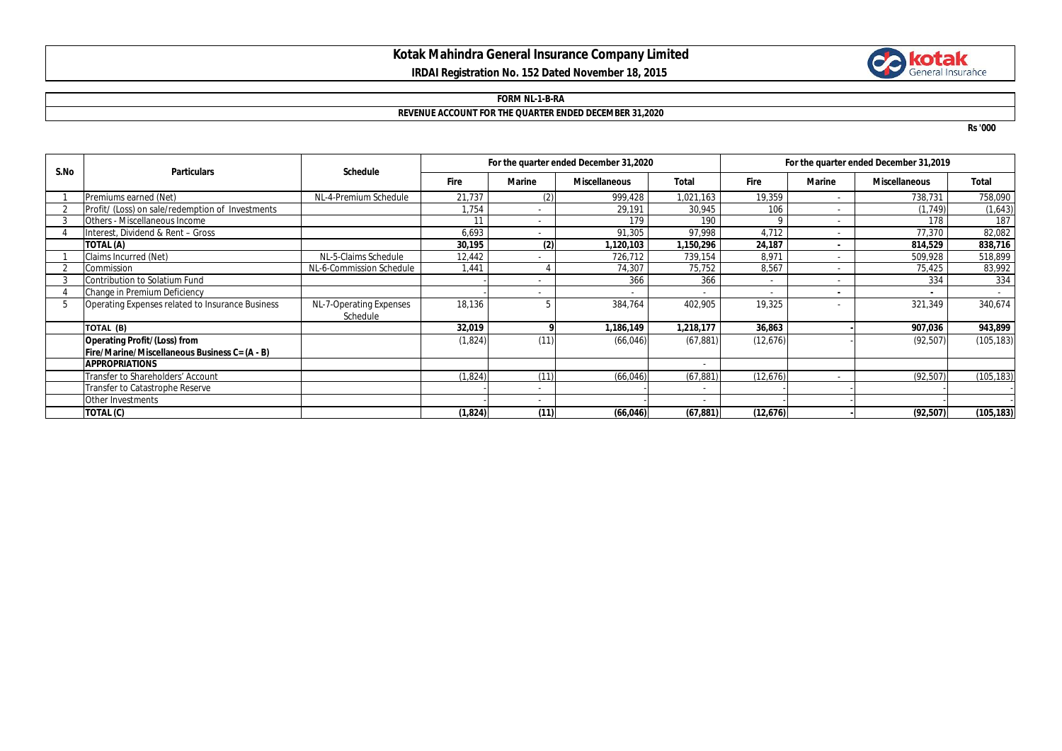# Kotak Mahindra General Insurance Company Limited

**IRDAI Registration No. 152 Dated November 18, 2015**

**FORM NL-1-B-RA**

**REVENUE ACCOUNT FOR THE QUARTER ENDED DECEMBER 31,2020**

**Rs '000**

| S.No | Particulars | Schedule | For the quarter ended December 31,2020 | | | | For the quarter ended December 31,2019 | | | |
|---|---|---|---|---|---|---|---|---|---|---|
| | | | Fire | Marine | Miscellaneous | Total | Fire | Marine | Miscellaneous | Total |
| 1 | Premiums earned (Net) | NL-4-Premium Schedule | 21,737 | (2) | 999,428 | 1,021,163 | 19,359 | - | 738,731 | 758,090 |
| 2 | Profit/ (Loss) on sale/redemption of Investments | | 1,754 | - | 29,191 | 30,945 | 106 | - | (1,749) | (1,643) |
| 3 | Others - Miscellaneous Income | | 11 | - | 179 | 190 | 9 | - | 178 | 187 |
| 4 | Interest, Dividend & Rent – Gross | | 6,693 | - | 91,305 | 97,998 | 4,712 | - | 77,370 | 82,082 |
| | **TOTAL (A)** | | **30,195** | **(2)** | **1,120,103** | **1,150,296** | **24,187** | **-** | **814,529** | **838,716** |
| 1 | Claims Incurred (Net) | NL-5-Claims Schedule | 12,442 | - | 726,712 | 739,154 | 8,971 | - | 509,928 | 518,899 |
| 2 | Commission | NL-6-Commission Schedule | 1,441 | 4 | 74,307 | 75,752 | 8,567 | - | 75,425 | 83,992 |
| 3 | Contribution to Solatium Fund | | - | - | 366 | 366 | - | - | 334 | 334 |
| 4 | Change in Premium Deficiency | | - | - | - | - | - | - | - | - |
| 5 | Operating Expenses related to Insurance Business | NL-7-Operating Expenses Schedule | 18,136 | 5 | 384,764 | 402,905 | 19,325 | - | 321,349 | 340,674 |
| | **TOTAL (B)** | | **32,019** | **9** | **1,186,149** | **1,218,177** | **36,863** | **-** | **907,036** | **943,899** |
| | **Operating Profit/(Loss) from Fire/Marine/Miscellaneous Business C= (A - B)** | | (1,824) | (11) | (66,046) | (67,881) | (12,676) | - | (92,507) | (105,183) |
| | **APPROPRIATIONS** | | | | | - | | | | |
| | Transfer to Shareholders' Account | | (1,824) | (11) | (66,046) | (67,881) | (12,676) | - | (92,507) | (105,183) |
| | Transfer to Catastrophe Reserve | | - | - | - | - | - | - | - | - |
| | Other Investments | | - | - | - | - | - | - | - | - |
| | **TOTAL (C)** | | **(1,824)** | **(11)** | **(66,046)** | **(67,881)** | **(12,676)** | **-** | **(92,507)** | **(105,183)** |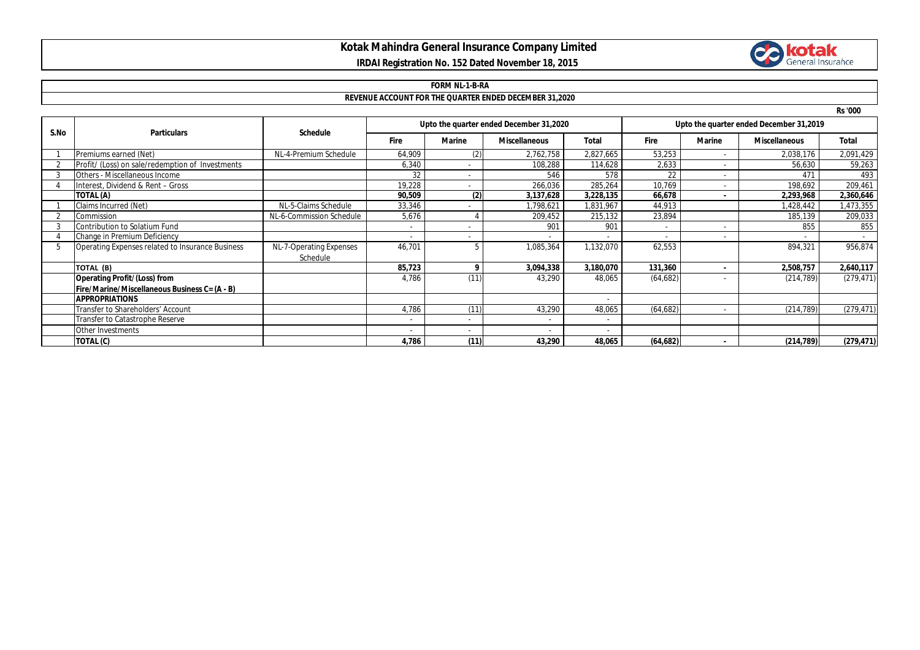# Kotak Mahindra General Insurance Company Limited

## IRDAI Registration No. 152 Dated November 18, 2015

### FORM NL-1-B-RA

### REVENUE ACCOUNT FOR THE QUARTER ENDED DECEMBER 31,2020

Rs '000

| S.No | Particulars | Schedule | Upto the quarter ended December 31,2020 | | | | Upto the quarter ended December 31,2019 | | | |
|---|---|---|---|---|---|---|---|---|---|---|
| | | | Fire | Marine | Miscellaneous | Total | Fire | Marine | Miscellaneous | Total |
| 1 | Premiums earned (Net) | NL-4-Premium Schedule | 64,909 | (2) | 2,762,758 | 2,827,665 | 53,253 | - | 2,038,176 | 2,091,429 |
| 2 | Profit/ (Loss) on sale/redemption of Investments | | 6,340 | - | 108,288 | 114,628 | 2,633 | - | 56,630 | 59,263 |
| 3 | Others - Miscellaneous Income | | 32 | - | 546 | 578 | 22 | - | 471 | 493 |
| 4 | Interest, Dividend & Rent – Gross | | 19,228 | - | 266,036 | 285,264 | 10,769 | - | 198,692 | 209,461 |
| | **TOTAL (A)** | | **90,509** | **(2)** | **3,137,628** | **3,228,135** | **66,678** | **-** | **2,293,968** | **2,360,646** |
| 1 | Claims Incurred (Net) | NL-5-Claims Schedule | 33,346 | - | 1,798,621 | 1,831,967 | 44,913 | | 1,428,442 | 1,473,355 |
| 2 | Commission | NL-6-Commission Schedule | 5,676 | 4 | 209,452 | 215,132 | 23,894 | | 185,139 | 209,033 |
| 3 | Contribution to Solatium Fund | | - | - | 901 | 901 | - | - | 855 | 855 |
| 4 | Change in Premium Deficiency | | - | - | - | - | - | - | - | - |
| 5 | Operating Expenses related to Insurance Business | NL-7-Operating Expenses Schedule | 46,701 | 5 | 1,085,364 | 1,132,070 | 62,553 | | 894,321 | 956,874 |
| | **TOTAL (B)** | | **85,723** | **9** | **3,094,338** | **3,180,070** | **131,360** | **-** | **2,508,757** | **2,640,117** |
| | **Operating Profit/(Loss) from Fire/Marine/Miscellaneous Business C= (A - B)** | | 4,786 | (11) | 43,290 | 48,065 | (64,682) | - | (214,789) | (279,471) |
| | **APPROPRIATIONS** | | | | | - | | | | |
| | Transfer to Shareholders' Account | | 4,786 | (11) | 43,290 | 48,065 | (64,682) | - | (214,789) | (279,471) |
| | Transfer to Catastrophe Reserve | | - | - | - | - | | | | |
| | Other Investments | | - | - | - | - | | | | |
| | **TOTAL (C)** | | **4,786** | **(11)** | **43,290** | **48,065** | **(64,682)** | **-** | **(214,789)** | **(279,471)** |